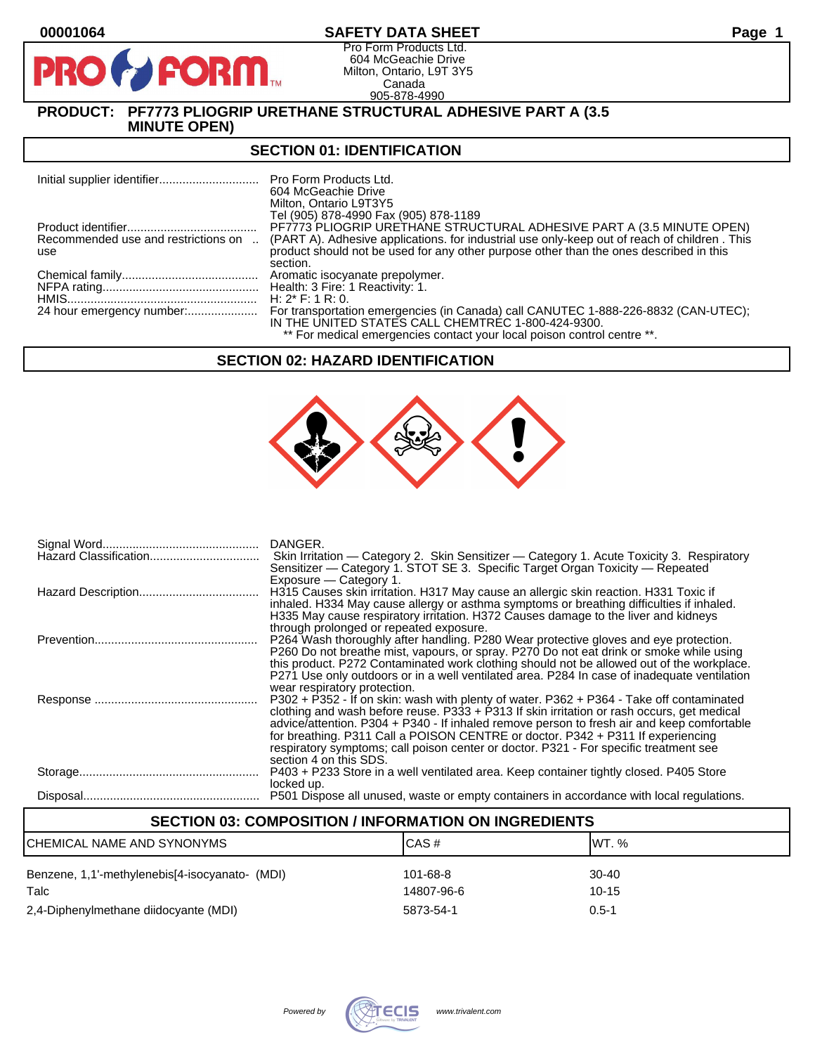00001064

# SAFETY DATA SHEET

Pro Form Products Ltd.
604 McGeachie Drive
Milton, Ontario, L9T 3Y5
Canada
905-878-4990

**PRODUCT: PF7773 PLIOGRIP URETHANE STRUCTURAL ADHESIVE PART A (3.5 MINUTE OPEN)**

## SECTION 01: IDENTIFICATION

| | |
|---|---|
| Initial supplier identifier | Pro Form Products Ltd.<br>604 McGeachie Drive<br>Milton, Ontario L9T3Y5<br>Tel (905) 878-4990 Fax (905) 878-1189 |
| Product identifier | PF7773 PLIOGRIP URETHANE STRUCTURAL ADHESIVE PART A (3.5 MINUTE OPEN) |
| Recommended use and restrictions on use | (PART A). Adhesive applications. for industrial use only-keep out of reach of children . This product should not be used for any other purpose other than the ones described in this section. |
| Chemical family | Aromatic isocyanate prepolymer. |
| NFPA rating | Health: 3 Fire: 1 Reactivity: 1. |
| HMIS | H: 2* F: 1 R: 0. |
| 24 hour emergency number: | For transportation emergencies (in Canada) call CANUTEC 1-888-226-8832 (CAN-UTEC); IN THE UNITED STATES CALL CHEMTREC 1-800-424-9300.<br>** For medical emergencies contact your local poison control centre **. |

## SECTION 02: HAZARD IDENTIFICATION

| | |
|---|---|
| Signal Word | DANGER. |
| Hazard Classification | Skin Irritation — Category 2. Skin Sensitizer — Category 1. Acute Toxicity 3. Respiratory Sensitizer — Category 1. STOT SE 3. Specific Target Organ Toxicity — Repeated Exposure — Category 1. |
| Hazard Description | H315 Causes skin irritation. H317 May cause an allergic skin reaction. H331 Toxic if inhaled. H334 May cause allergy or asthma symptoms or breathing difficulties if inhaled. H335 May cause respiratory irritation. H372 Causes damage to the liver and kidneys through prolonged or repeated exposure. |
| Prevention | P264 Wash thoroughly after handling. P280 Wear protective gloves and eye protection. P260 Do not breathe mist, vapours, or spray. P270 Do not eat drink or smoke while using this product. P272 Contaminated work clothing should not be allowed out of the workplace. P271 Use only outdoors or in a well ventilated area. P284 In case of inadequate ventilation wear respiratory protection. |
| Response | P302 + P352 - If on skin: wash with plenty of water. P362 + P364 - Take off contaminated clothing and wash before reuse. P333 + P313 If skin irritation or rash occurs, get medical advice/attention. P304 + P340 - If inhaled remove person to fresh air and keep comfortable for breathing. P311 Call a POISON CENTRE or doctor. P342 + P311 If experiencing respiratory symptoms; call poison center or doctor. P321 - For specific treatment see section 4 on this SDS. |
| Storage | P403 + P233 Store in a well ventilated area. Keep container tightly closed. P405 Store locked up. |
| Disposal | P501 Dispose all unused, waste or empty containers in accordance with local regulations. |

## SECTION 03: COMPOSITION / INFORMATION ON INGREDIENTS

| CHEMICAL NAME AND SYNONYMS | CAS # | WT. % |
|---|---|---|
| Benzene, 1,1'-methylenebis[4-isocyanato- (MDI) | 101-68-8 | 30-40 |
| Talc | 14807-96-6 | 10-15 |
| 2,4-Diphenylmethane diidocyante (MDI) | 5873-54-1 | 0.5-1 |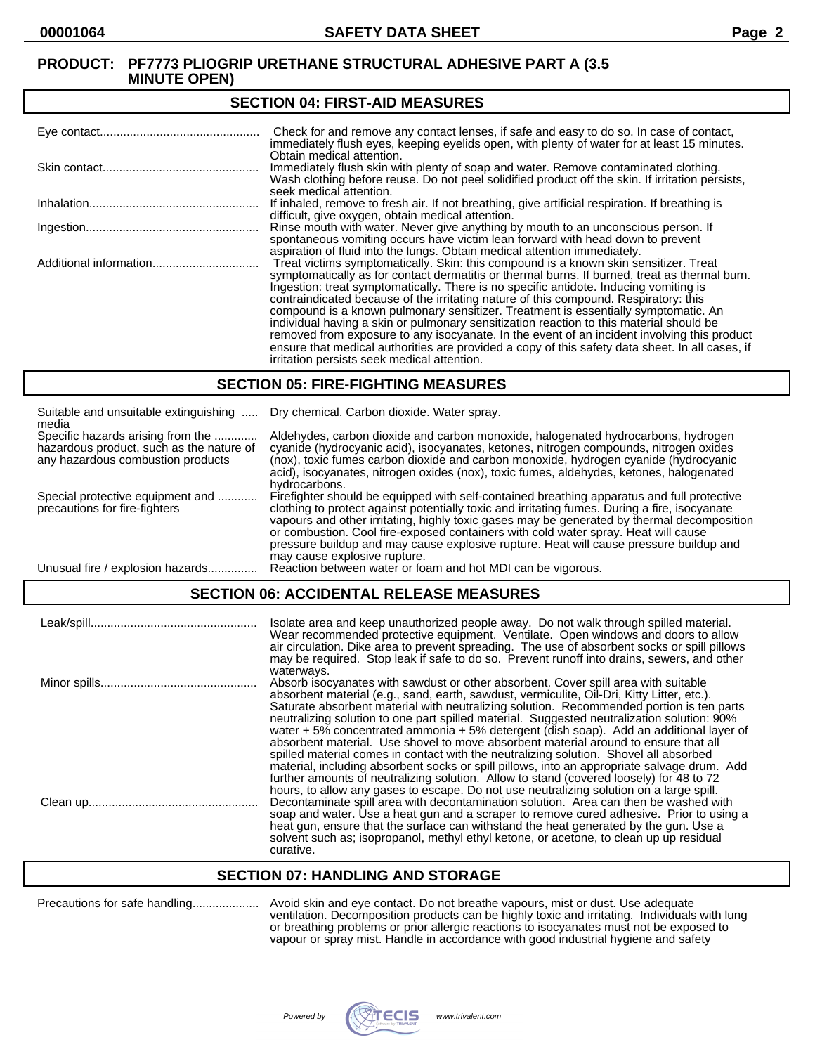**PRODUCT: PF7773 PLIOGRIP URETHANE STRUCTURAL ADHESIVE PART A (3.5 MINUTE OPEN)**

## SECTION 04: FIRST-AID MEASURES

| | |
|---|---|
| Eye contact | Check for and remove any contact lenses, if safe and easy to do so. In case of contact, immediately flush eyes, keeping eyelids open, with plenty of water for at least 15 minutes. Obtain medical attention. |
| Skin contact | Immediately flush skin with plenty of soap and water. Remove contaminated clothing. Wash clothing before reuse. Do not peel solidified product off the skin. If irritation persists, seek medical attention. |
| Inhalation | If inhaled, remove to fresh air. If not breathing, give artificial respiration. If breathing is difficult, give oxygen, obtain medical attention. |
| Ingestion | Rinse mouth with water. Never give anything by mouth to an unconscious person. If spontaneous vomiting occurs have victim lean forward with head down to prevent aspiration of fluid into the lungs. Obtain medical attention immediately. |
| Additional information | Treat victims symptomatically. Skin: this compound is a known skin sensitizer. Treat symptomatically as for contact dermatitis or thermal burns. If burned, treat as thermal burn. Ingestion: treat symptomatically. There is no specific antidote. Inducing vomiting is contraindicated because of the irritating nature of this compound. Respiratory: this compound is a known pulmonary sensitizer. Treatment is essentially symptomatic. An individual having a skin or pulmonary sensitization reaction to this material should be removed from exposure to any isocyanate. In the event of an incident involving this product ensure that medical authorities are provided a copy of this safety data sheet. In all cases, if irritation persists seek medical attention. |

## SECTION 05: FIRE-FIGHTING MEASURES

| | |
|---|---|
| Suitable and unsuitable extinguishing media | Dry chemical. Carbon dioxide. Water spray. |
| Specific hazards arising from the hazardous product, such as the nature of any hazardous combustion products | Aldehydes, carbon dioxide and carbon monoxide, halogenated hydrocarbons, hydrogen cyanide (hydrocyanic acid), isocyanates, ketones, nitrogen compounds, nitrogen oxides (nox), toxic fumes carbon dioxide and carbon monoxide, hydrogen cyanide (hydrocyanic acid), isocyanates, nitrogen oxides (nox), toxic fumes, aldehydes, ketones, halogenated hydrocarbons. |
| Special protective equipment and precautions for fire-fighters | Firefighter should be equipped with self-contained breathing apparatus and full protective clothing to protect against potentially toxic and irritating fumes. During a fire, isocyanate vapours and other irritating, highly toxic gases may be generated by thermal decomposition or combustion. Cool fire-exposed containers with cold water spray. Heat will cause pressure buildup and may cause explosive rupture. Heat will cause pressure buildup and may cause explosive rupture. |
| Unusual fire / explosion hazards | Reaction between water or foam and hot MDI can be vigorous. |

## SECTION 06: ACCIDENTAL RELEASE MEASURES

| | |
|---|---|
| Leak/spill | Isolate area and keep unauthorized people away. Do not walk through spilled material. Wear recommended protective equipment. Ventilate. Open windows and doors to allow air circulation. Dike area to prevent spreading. The use of absorbent socks or spill pillows may be required. Stop leak if safe to do so. Prevent runoff into drains, sewers, and other waterways. |
| Minor spills | Absorb isocyanates with sawdust or other absorbent. Cover spill area with suitable absorbent material (e.g., sand, earth, sawdust, vermiculite, Oil-Dri, Kitty Litter, etc.). Saturate absorbent material with neutralizing solution. Recommended portion is ten parts neutralizing solution to one part spilled material. Suggested neutralization solution: 90% water + 5% concentrated ammonia + 5% detergent (dish soap). Add an additional layer of absorbent material. Use shovel to move absorbent material around to ensure that all spilled material comes in contact with the neutralizing solution. Shovel all absorbed material, including absorbent socks or spill pillows, into an appropriate salvage drum. Add further amounts of neutralizing solution. Allow to stand (covered loosely) for 48 to 72 hours, to allow any gases to escape. Do not use neutralizing solution on a large spill. |
| Clean up | Decontaminate spill area with decontamination solution. Area can then be washed with soap and water. Use a heat gun and a scraper to remove cured adhesive. Prior to using a heat gun, ensure that the surface can withstand the heat generated by the gun. Use a solvent such as; isopropanol, methyl ethyl ketone, or acetone, to clean up up residual curative. |

## SECTION 07: HANDLING AND STORAGE

| | |
|---|---|
| Precautions for safe handling | Avoid skin and eye contact. Do not breathe vapours, mist or dust. Use adequate ventilation. Decomposition products can be highly toxic and irritating. Individuals with lung or breathing problems or prior allergic reactions to isocyanates must not be exposed to vapour or spray mist. Handle in accordance with good industrial hygiene and safety |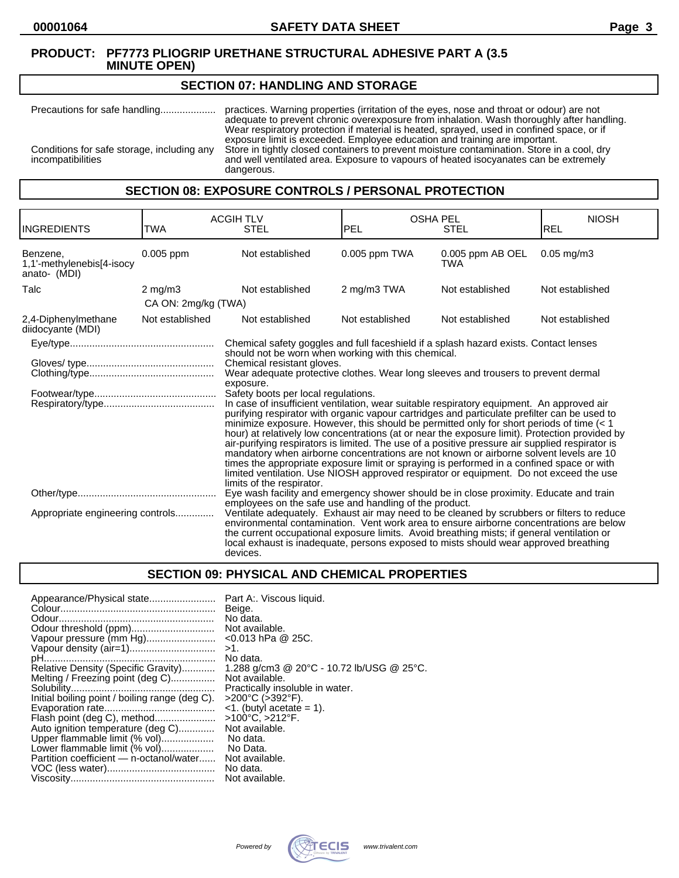**PRODUCT: PF7773 PLIOGRIP URETHANE STRUCTURAL ADHESIVE PART A (3.5 MINUTE OPEN)**

## SECTION 07: HANDLING AND STORAGE

Precautions for safe handling.................... practices. Warning properties (irritation of the eyes, nose and throat or odour) are not adequate to prevent chronic overexposure from inhalation. Wash thoroughly after handling. Wear respiratory protection if material is heated, sprayed, used in confined space, or if exposure limit is exceeded. Employee education and training are important.

Conditions for safe storage, including any incompatibilities: Store in tightly closed containers to prevent moisture contamination. Store in a cool, dry and well ventilated area. Exposure to vapours of heated isocyanates can be extremely dangerous.

## SECTION 08: EXPOSURE CONTROLS / PERSONAL PROTECTION

| INGREDIENTS | ACGIH TLV TWA | STEL | OSHA PEL PEL | STEL | NIOSH REL |
|---|---|---|---|---|---|
| Benzene, 1,1'-methylenebis[4-isocy anato- (MDI) | 0.005 ppm | Not established | 0.005 ppm TWA | 0.005 ppm AB OEL TWA | 0.05 mg/m3 |
| Talc | 2 mg/m3 CA ON: 2mg/kg (TWA) | Not established | 2 mg/m3 TWA | Not established | Not established |
| 2,4-Diphenylmethane diidocyante (MDI) | Not established | Not established | Not established | Not established | Not established |

Eye/type.................................................... Chemical safety goggles and full faceshield if a splash hazard exists. Contact lenses should not be worn when working with this chemical.

Gloves/ type............................................. Chemical resistant gloves.

Clothing/type............................................ Wear adequate protective clothes. Wear long sleeves and trousers to prevent dermal exposure.

Footwear/type........................................... Safety boots per local regulations.

Respiratory/type....................................... In case of insufficient ventilation, wear suitable respiratory equipment. An approved air purifying respirator with organic vapour cartridges and particulate prefilter can be used to minimize exposure. However, this should be permitted only for short periods of time (< 1 hour) at relatively low concentrations (at or near the exposure limit). Protection provided by air-purifying respirators is limited. The use of a positive pressure air supplied respirator is mandatory when airborne concentrations are not known or airborne solvent levels are 10 times the appropriate exposure limit or spraying is performed in a confined space or with limited ventilation. Use NIOSH approved respirator or equipment. Do not exceed the use limits of the respirator.

Other/type................................................. Eye wash facility and emergency shower should be in close proximity. Educate and train employees on the safe use and handling of the product.

Appropriate engineering controls............. Ventilate adequately. Exhaust air may need to be cleaned by scrubbers or filters to reduce environmental contamination. Vent work area to ensure airborne concentrations are below the current occupational exposure limits. Avoid breathing mists; if general ventilation or local exhaust is inadequate, persons exposed to mists should wear approved breathing devices.

## SECTION 09: PHYSICAL AND CHEMICAL PROPERTIES

| Property | Value |
|---|---|
| Appearance/Physical state | Part A:. Viscous liquid. |
| Colour | Beige. |
| Odour | No data. |
| Odour threshold (ppm) | Not available. |
| Vapour pressure (mm Hg) | <0.013 hPa @ 25C. |
| Vapour density (air=1) | >1. |
| pH | No data. |
| Relative Density (Specific Gravity) | 1.288 g/cm3 @ 20°C - 10.72 lb/USG @ 25°C. |
| Melting / Freezing point (deg C) | Not available. |
| Solubility | Practically insoluble in water. |
| Initial boiling point / boiling range (deg C). | >200°C (>392°F). |
| Evaporation rate | <1. (butyl acetate = 1). |
| Flash point (deg C), method | >100°C, >212°F. |
| Auto ignition temperature (deg C) | Not available. |
| Upper flammable limit (% vol) | No data. |
| Lower flammable limit (% vol) | No Data. |
| Partition coefficient — n-octanol/water | Not available. |
| VOC (less water) | No data. |
| Viscosity | Not available. |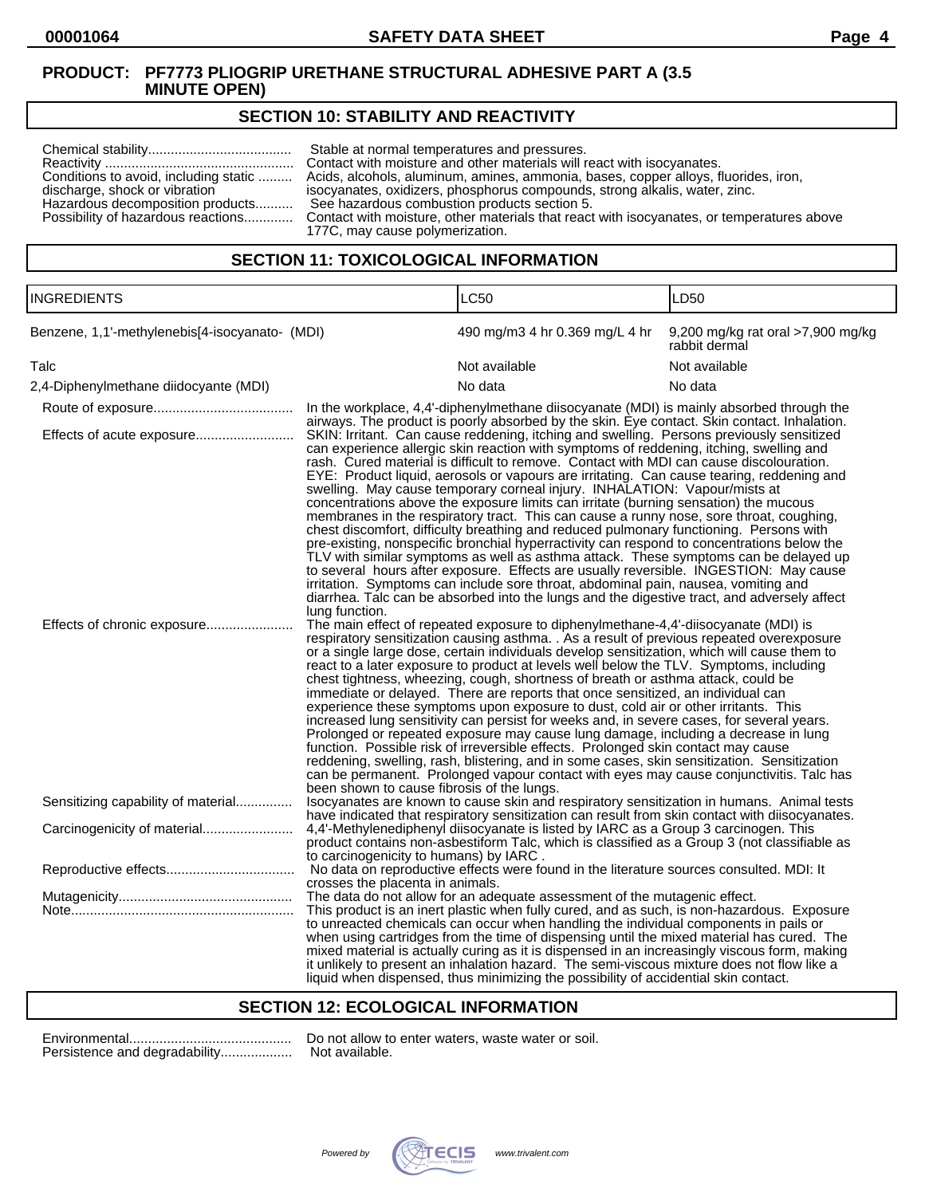**PRODUCT: PF7773 PLIOGRIP URETHANE STRUCTURAL ADHESIVE PART A (3.5 MINUTE OPEN)**

## SECTION 10: STABILITY AND REACTIVITY

Chemical stability...................................... Stable at normal temperatures and pressures.
Reactivity .................................................. Contact with moisture and other materials will react with isocyanates.
Conditions to avoid, including static discharge, shock or vibration ......... Acids, alcohols, aluminum, amines, ammonia, bases, copper alloys, fluorides, iron, isocyanates, oxidizers, phosphorus compounds, strong alkalis, water, zinc.
Hazardous decomposition products.......... See hazardous combustion products section 5.
Possibility of hazardous reactions............. Contact with moisture, other materials that react with isocyanates, or temperatures above 177C, may cause polymerization.

## SECTION 11: TOXICOLOGICAL INFORMATION

| INGREDIENTS | LC50 | LD50 |
|---|---|---|
| Benzene, 1,1'-methylenebis[4-isocyanato- (MDI) | 490 mg/m3 4 hr 0.369 mg/L 4 hr | 9,200 mg/kg rat oral >7,900 mg/kg rabbit dermal |
| Talc | Not available | Not available |
| 2,4-Diphenylmethane diidocyante (MDI) | No data | No data |

Route of exposure..................................... In the workplace, 4,4'-diphenylmethane diisocyanate (MDI) is mainly absorbed through the airways. The product is poorly absorbed by the skin. Eye contact. Skin contact. Inhalation.

Effects of acute exposure.......................... SKIN: Irritant. Can cause reddening, itching and swelling. Persons previously sensitized can experience allergic skin reaction with symptoms of reddening, itching, swelling and rash. Cured material is difficult to remove. Contact with MDI can cause discolouration. EYE: Product liquid, aerosols or vapours are irritating. Can cause tearing, reddening and swelling. May cause temporary corneal injury. INHALATION: Vapour/mists at concentrations above the exposure limits can irritate (burning sensation) the mucous membranes in the respiratory tract. This can cause a runny nose, sore throat, coughing, chest discomfort, difficulty breathing and reduced pulmonary functioning. Persons with pre-existing, nonspecific bronchial hyperactivity can respond to concentrations below the TLV with similar symptoms as well as asthma attack. These symptoms can be delayed up to several hours after exposure. Effects are usually reversible. INGESTION: May cause irritation. Symptoms can include sore throat, abdominal pain, nausea, vomiting and diarrhea. Talc can be absorbed into the lungs and the digestive tract, and adversely affect lung function.

Effects of chronic exposure....................... The main effect of repeated exposure to diphenylmethane-4,4'-diisocyanate (MDI) is respiratory sensitization causing asthma. . As a result of previous repeated overexposure or a single large dose, certain individuals develop sensitization, which will cause them to react to a later exposure to product at levels well below the TLV. Symptoms, including chest tightness, wheezing, cough, shortness of breath or asthma attack, could be immediate or delayed. There are reports that once sensitized, an individual can experience these symptoms upon exposure to dust, cold air or other irritants. This increased lung sensitivity can persist for weeks and, in severe cases, for several years. Prolonged or repeated exposure may cause lung damage, including a decrease in lung function. Possible risk of irreversible effects. Prolonged skin contact may cause reddening, swelling, rash, blistering, and in some cases, skin sensitization. Sensitization can be permanent. Prolonged vapour contact with eyes may cause conjunctivitis. Talc has been shown to cause fibrosis of the lungs.

Sensitizing capability of material............... Isocyanates are known to cause skin and respiratory sensitization in humans. Animal tests have indicated that respiratory sensitization can result from skin contact with diisocyanates.

Carcinogenicity of material........................ 4,4'-Methylenediphenyl diisocyanate is listed by IARC as a Group 3 carcinogen. This product contains non-asbestiform Talc, which is classified as a Group 3 (not classifiable as to carcinogenicity to humans) by IARC .

Reproductive effects................................. No data on reproductive effects were found in the literature sources consulted. MDI: It crosses the placenta in animals.

Mutagenicity.............................................. The data do not allow for an adequate assessment of the mutagenic effect.

Note........................................................... This product is an inert plastic when fully cured, and as such, is non-hazardous. Exposure to unreacted chemicals can occur when handling the individual components in pails or when using cartridges from the time of dispensing until the mixed material has cured. The mixed material is actually curing as it is dispensed in an increasingly viscous form, making it unlikely to present an inhalation hazard. The semi-viscous mixture does not flow like a liquid when dispensed, thus minimizing the possibility of accidental skin contact.

## SECTION 12: ECOLOGICAL INFORMATION

Environmental........................................... Do not allow to enter waters, waste water or soil.
Persistence and degradability................... Not available.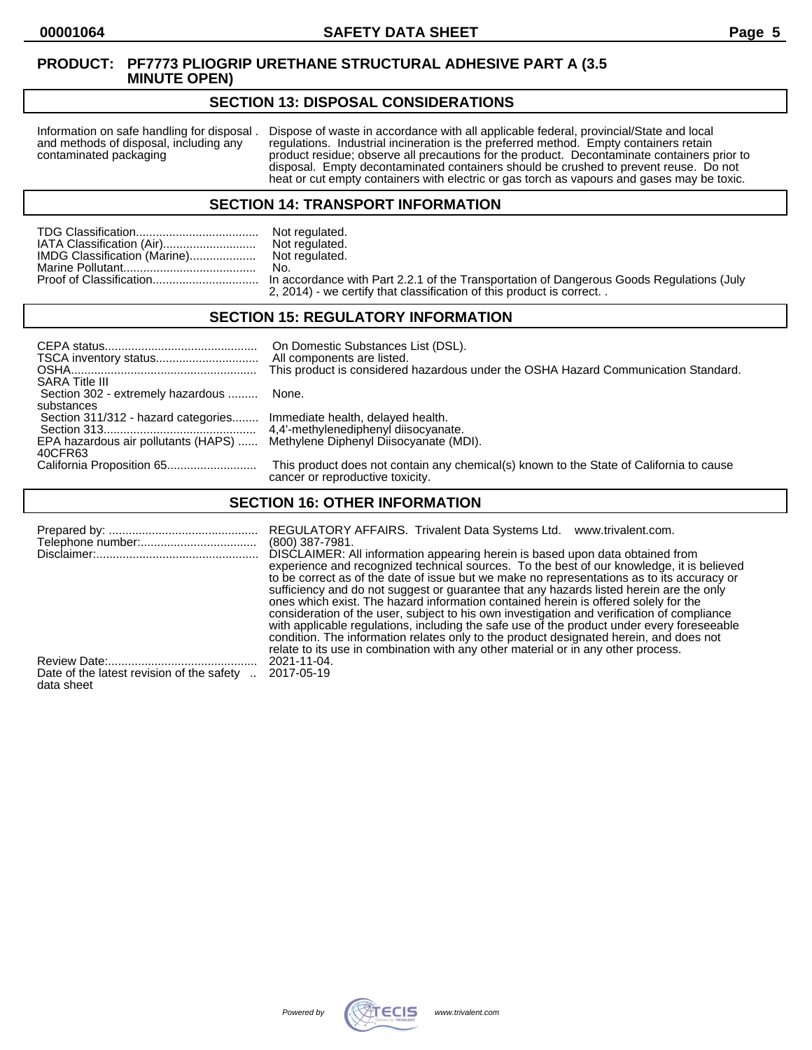**PRODUCT: PF7773 PLIOGRIP URETHANE STRUCTURAL ADHESIVE PART A (3.5 MINUTE OPEN)**

## SECTION 13: DISPOSAL CONSIDERATIONS

| | |
|---|---|
| Information on safe handling for disposal and methods of disposal, including any contaminated packaging | Dispose of waste in accordance with all applicable federal, provincial/State and local regulations. Industrial incineration is the preferred method. Empty containers retain product residue; observe all precautions for the product. Decontaminate containers prior to disposal. Empty decontaminated containers should be crushed to prevent reuse. Do not heat or cut empty containers with electric or gas torch as vapours and gases may be toxic. |

## SECTION 14: TRANSPORT INFORMATION

| | |
|---|---|
| TDG Classification | Not regulated. |
| IATA Classification (Air) | Not regulated. |
| IMDG Classification (Marine) | Not regulated. |
| Marine Pollutant | No. |
| Proof of Classification | In accordance with Part 2.2.1 of the Transportation of Dangerous Goods Regulations (July 2, 2014) - we certify that classification of this product is correct. . |

## SECTION 15: REGULATORY INFORMATION

| | |
|---|---|
| CEPA status | On Domestic Substances List (DSL). |
| TSCA inventory status | All components are listed. |
| OSHA | This product is considered hazardous under the OSHA Hazard Communication Standard. |
| SARA Title III | |
| Section 302 - extremely hazardous substances | None. |
| Section 311/312 - hazard categories | Immediate health, delayed health. |
| Section 313 | 4,4'-methylenediphenyl diisocyanate. |
| EPA hazardous air pollutants (HAPS) 40CFR63 | Methylene Diphenyl Diisocyanate (MDI). |
| California Proposition 65 | This product does not contain any chemical(s) known to the State of California to cause cancer or reproductive toxicity. |

## SECTION 16: OTHER INFORMATION

| | |
|---|---|
| Prepared by: | REGULATORY AFFAIRS. Trivalent Data Systems Ltd. www.trivalent.com. |
| Telephone number: | (800) 387-7981. |
| Disclaimer: | DISCLAIMER: All information appearing herein is based upon data obtained from experience and recognized technical sources. To the best of our knowledge, it is believed to be correct as of the date of issue but we make no representations as to its accuracy or sufficiency and do not suggest or guarantee that any hazards listed herein are the only ones which exist. The hazard information contained herein is offered solely for the consideration of the user, subject to his own investigation and verification of compliance with applicable regulations, including the safe use of the product under every foreseeable condition. The information relates only to the product designated herein, and does not relate to its use in combination with any other material or in any other process. |
| Review Date: | 2021-11-04. |
| Date of the latest revision of the safety data sheet | 2017-05-19 |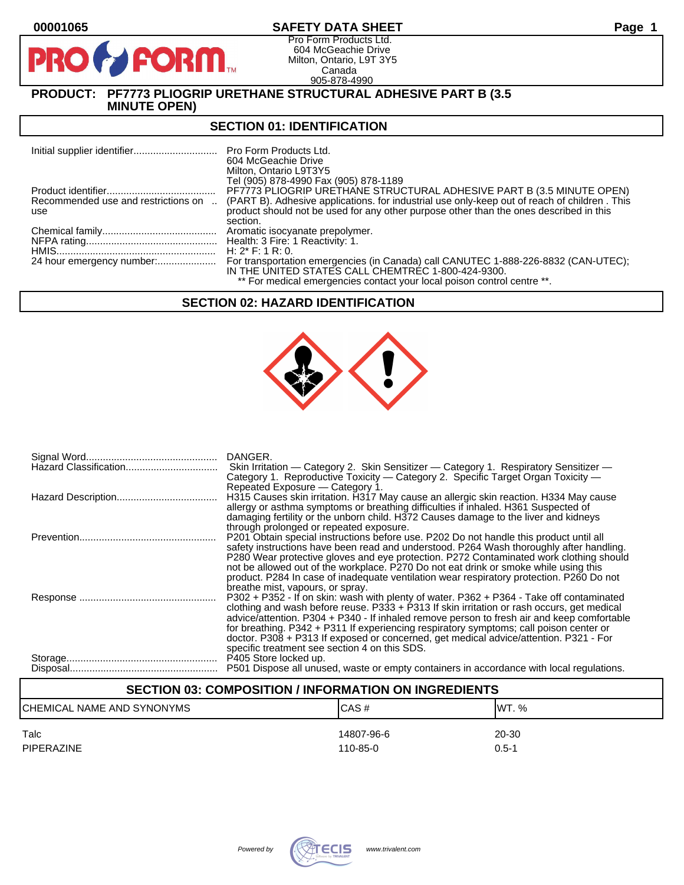00001065

# SAFETY DATA SHEET

Pro Form Products Ltd.
604 McGeachie Drive
Milton, Ontario, L9T 3Y5
Canada
905-878-4990

## PRODUCT: PF7773 PLIOGRIP URETHANE STRUCTURAL ADHESIVE PART B (3.5 MINUTE OPEN)

## SECTION 01: IDENTIFICATION

| | |
|---|---|
| Initial supplier identifier | Pro Form Products Ltd.<br>604 McGeachie Drive<br>Milton, Ontario L9T3Y5<br>Tel (905) 878-4990 Fax (905) 878-1189 |
| Product identifier | PF7773 PLIOGRIP URETHANE STRUCTURAL ADHESIVE PART B (3.5 MINUTE OPEN) |
| Recommended use and restrictions on use | (PART B). Adhesive applications. for industrial use only-keep out of reach of children . This product should not be used for any other purpose other than the ones described in this section. |
| Chemical family | Aromatic isocyanate prepolymer. |
| NFPA rating | Health: 3 Fire: 1 Reactivity: 1. |
| HMIS | H: 2* F: 1 R: 0. |
| 24 hour emergency number: | For transportation emergencies (in Canada) call CANUTEC 1-888-226-8832 (CAN-UTEC); IN THE UNITED STATES CALL CHEMTREC 1-800-424-9300.<br>** For medical emergencies contact your local poison control centre **. |

## SECTION 02: HAZARD IDENTIFICATION

| | |
|---|---|
| Signal Word | DANGER. |
| Hazard Classification | Skin Irritation — Category 2. Skin Sensitizer — Category 1. Respiratory Sensitizer — Category 1. Reproductive Toxicity — Category 2. Specific Target Organ Toxicity — Repeated Exposure — Category 1. |
| Hazard Description | H315 Causes skin irritation. H317 May cause an allergic skin reaction. H334 May cause allergy or asthma symptoms or breathing difficulties if inhaled. H361 Suspected of damaging fertility or the unborn child. H372 Causes damage to the liver and kidneys through prolonged or repeated exposure. |
| Prevention | P201 Obtain special instructions before use. P202 Do not handle this product until all safety instructions have been read and understood. P264 Wash thoroughly after handling. P280 Wear protective gloves and eye protection. P272 Contaminated work clothing should not be allowed out of the workplace. P270 Do not eat drink or smoke while using this product. P284 In case of inadequate ventilation wear respiratory protection. P260 Do not breathe mist, vapours, or spray. |
| Response | P302 + P352 - If on skin: wash with plenty of water. P362 + P364 - Take off contaminated clothing and wash before reuse. P333 + P313 If skin irritation or rash occurs, get medical advice/attention. P304 + P340 - If inhaled remove person to fresh air and keep comfortable for breathing. P342 + P311 If experiencing respiratory symptoms; call poison center or doctor. P308 + P313 If exposed or concerned, get medical advice/attention. P321 - For specific treatment see section 4 on this SDS. |
| Storage | P405 Store locked up. |
| Disposal | P501 Dispose all unused, waste or empty containers in accordance with local regulations. |

## SECTION 03: COMPOSITION / INFORMATION ON INGREDIENTS

| CHEMICAL NAME AND SYNONYMS | CAS # | WT. % |
|---|---|---|
| Talc | 14807-96-6 | 20-30 |
| PIPERAZINE | 110-85-0 | 0.5-1 |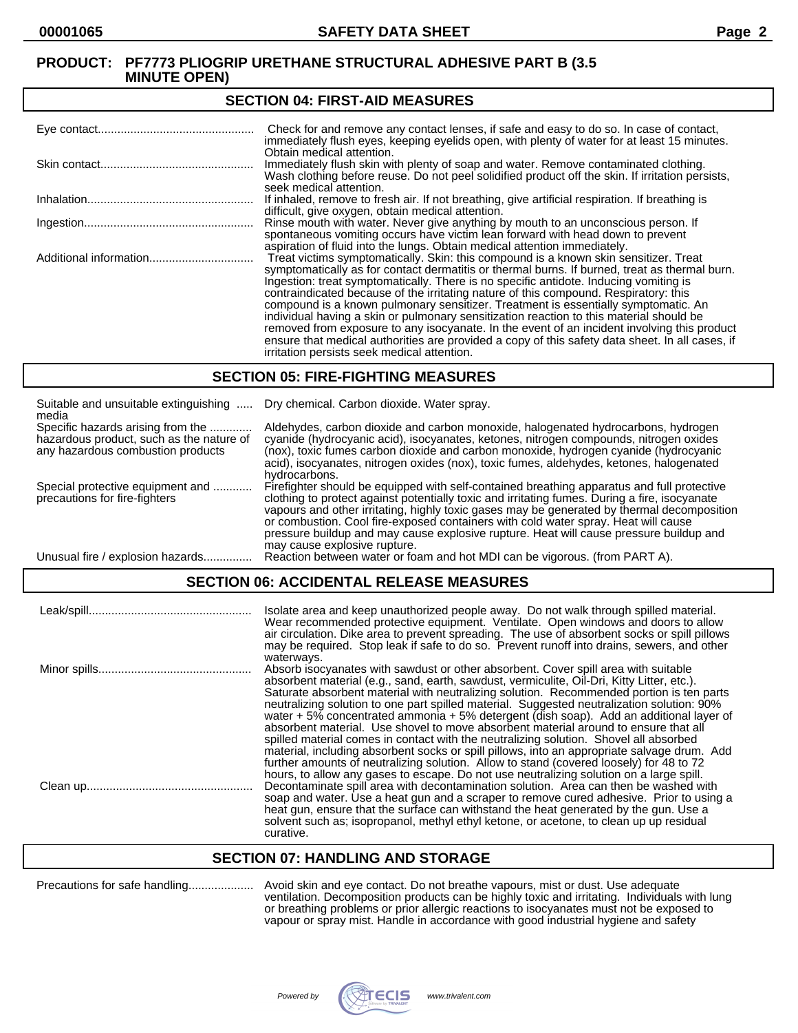**PRODUCT: PF7773 PLIOGRIP URETHANE STRUCTURAL ADHESIVE PART B (3.5 MINUTE OPEN)**

## SECTION 04: FIRST-AID MEASURES

| | |
|---|---|
| Eye contact | Check for and remove any contact lenses, if safe and easy to do so. In case of contact, immediately flush eyes, keeping eyelids open, with plenty of water for at least 15 minutes. Obtain medical attention. |
| Skin contact | Immediately flush skin with plenty of soap and water. Remove contaminated clothing. Wash clothing before reuse. Do not peel solidified product off the skin. If irritation persists, seek medical attention. |
| Inhalation | If inhaled, remove to fresh air. If not breathing, give artificial respiration. If breathing is difficult, give oxygen, obtain medical attention. |
| Ingestion | Rinse mouth with water. Never give anything by mouth to an unconscious person. If spontaneous vomiting occurs have victim lean forward with head down to prevent aspiration of fluid into the lungs. Obtain medical attention immediately. |
| Additional information | Treat victims symptomatically. Skin: this compound is a known skin sensitizer. Treat symptomatically as for contact dermatitis or thermal burns. If burned, treat as thermal burn. Ingestion: treat symptomatically. There is no specific antidote. Inducing vomiting is contraindicated because of the irritating nature of this compound. Respiratory: this compound is a known pulmonary sensitizer. Treatment is essentially symptomatic. An individual having a skin or pulmonary sensitization reaction to this material should be removed from exposure to any isocyanate. In the event of an incident involving this product ensure that medical authorities are provided a copy of this safety data sheet. In all cases, if irritation persists seek medical attention. |

## SECTION 05: FIRE-FIGHTING MEASURES

| | |
|---|---|
| Suitable and unsuitable extinguishing media | Dry chemical. Carbon dioxide. Water spray. |
| Specific hazards arising from the hazardous product, such as the nature of any hazardous combustion products | Aldehydes, carbon dioxide and carbon monoxide, halogenated hydrocarbons, hydrogen cyanide (hydrocyanic acid), isocyanates, ketones, nitrogen compounds, nitrogen oxides (nox), toxic fumes carbon dioxide and carbon monoxide, hydrogen cyanide (hydrocyanic acid), isocyanates, nitrogen oxides (nox), toxic fumes, aldehydes, ketones, halogenated hydrocarbons. |
| Special protective equipment and precautions for fire-fighters | Firefighter should be equipped with self-contained breathing apparatus and full protective clothing to protect against potentially toxic and irritating fumes. During a fire, isocyanate vapours and other irritating, highly toxic gases may be generated by thermal decomposition or combustion. Cool fire-exposed containers with cold water spray. Heat will cause pressure buildup and may cause explosive rupture. Heat will cause pressure buildup and may cause explosive rupture. |
| Unusual fire / explosion hazards | Reaction between water or foam and hot MDI can be vigorous. (from PART A). |

## SECTION 06: ACCIDENTAL RELEASE MEASURES

| | |
|---|---|
| Leak/spill | Isolate area and keep unauthorized people away. Do not walk through spilled material. Wear recommended protective equipment. Ventilate. Open windows and doors to allow air circulation. Dike area to prevent spreading. The use of absorbent socks or spill pillows may be required. Stop leak if safe to do so. Prevent runoff into drains, sewers, and other waterways. |
| Minor spills | Absorb isocyanates with sawdust or other absorbent. Cover spill area with suitable absorbent material (e.g., sand, earth, sawdust, vermiculite, Oil-Dri, Kitty Litter, etc.). Saturate absorbent material with neutralizing solution. Recommended portion is ten parts neutralizing solution to one part spilled material. Suggested neutralization solution: 90% water + 5% concentrated ammonia + 5% detergent (dish soap). Add an additional layer of absorbent material. Use shovel to move absorbent material around to ensure that all spilled material comes in contact with the neutralizing solution. Shovel all absorbed material, including absorbent socks or spill pillows, into an appropriate salvage drum. Add further amounts of neutralizing solution. Allow to stand (covered loosely) for 48 to 72 hours, to allow any gases to escape. Do not use neutralizing solution on a large spill. |
| Clean up | Decontaminate spill area with decontamination solution. Area can then be washed with soap and water. Use a heat gun and a scraper to remove cured adhesive. Prior to using a heat gun, ensure that the surface can withstand the heat generated by the gun. Use a solvent such as; isopropanol, methyl ethyl ketone, or acetone, to clean up up residual curative. |

## SECTION 07: HANDLING AND STORAGE

| | |
|---|---|
| Precautions for safe handling | Avoid skin and eye contact. Do not breathe vapours, mist or dust. Use adequate ventilation. Decomposition products can be highly toxic and irritating. Individuals with lung or breathing problems or prior allergic reactions to isocyanates must not be exposed to vapour or spray mist. Handle in accordance with good industrial hygiene and safety |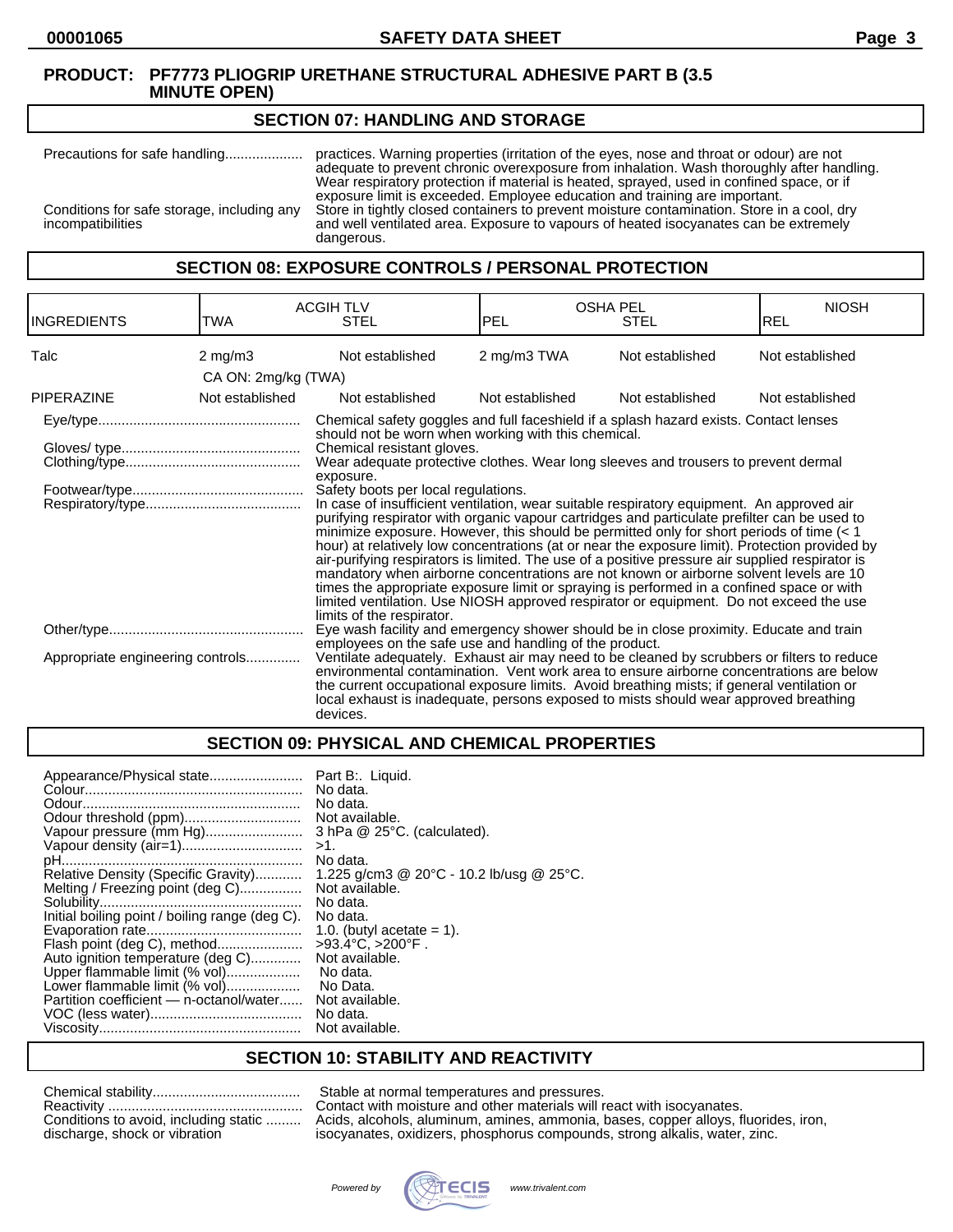**PRODUCT: PF7773 PLIOGRIP URETHANE STRUCTURAL ADHESIVE PART B (3.5 MINUTE OPEN)**

## SECTION 07: HANDLING AND STORAGE

Precautions for safe handling.................... practices. Warning properties (irritation of the eyes, nose and throat or odour) are not adequate to prevent chronic overexposure from inhalation. Wash thoroughly after handling. Wear respiratory protection if material is heated, sprayed, used in confined space, or if exposure limit is exceeded. Employee education and training are important.

Conditions for safe storage, including any incompatibilities: Store in tightly closed containers to prevent moisture contamination. Store in a cool, dry and well ventilated area. Exposure to vapours of heated isocyanates can be extremely dangerous.

## SECTION 08: EXPOSURE CONTROLS / PERSONAL PROTECTION

| INGREDIENTS | ACGIH TLV TWA | ACGIH TLV STEL | OSHA PEL PEL | OSHA PEL STEL | NIOSH REL |
|---|---|---|---|---|---|
| Talc | 2 mg/m3<br>CA ON: 2mg/kg (TWA) | Not established | 2 mg/m3 TWA | Not established | Not established |
| PIPERAZINE | Not established | Not established | Not established | Not established | Not established |

Eye/type.................................................... Chemical safety goggles and full faceshield if a splash hazard exists. Contact lenses should not be worn when working with this chemical.

Gloves/ type............................................. Chemical resistant gloves.

Clothing/type............................................ Wear adequate protective clothes. Wear long sleeves and trousers to prevent dermal exposure.

Footwear/type........................................... Safety boots per local regulations.

Respiratory/type....................................... In case of insufficient ventilation, wear suitable respiratory equipment. An approved air purifying respirator with organic vapour cartridges and particulate prefilter can be used to minimize exposure. However, this should be permitted only for short periods of time (< 1 hour) at relatively low concentrations (at or near the exposure limit). Protection provided by air-purifying respirators is limited. The use of a positive pressure air supplied respirator is mandatory when airborne concentrations are not known or airborne solvent levels are 10 times the appropriate exposure limit or spraying is performed in a confined space or with limited ventilation. Use NIOSH approved respirator or equipment. Do not exceed the use limits of the respirator.

Other/type................................................. Eye wash facility and emergency shower should be in close proximity. Educate and train employees on the safe use and handling of the product.

Appropriate engineering controls............. Ventilate adequately. Exhaust air may need to be cleaned by scrubbers or filters to reduce environmental contamination. Vent work area to ensure airborne concentrations are below the current occupational exposure limits. Avoid breathing mists; if general ventilation or local exhaust is inadequate, persons exposed to mists should wear approved breathing devices.

## SECTION 09: PHYSICAL AND CHEMICAL PROPERTIES

| Property | Value |
|---|---|
| Appearance/Physical state | Part B:. Liquid. |
| Colour | No data. |
| Odour | No data. |
| Odour threshold (ppm) | Not available. |
| Vapour pressure (mm Hg) | 3 hPa @ 25°C. (calculated). |
| Vapour density (air=1) | >1. |
| pH | No data. |
| Relative Density (Specific Gravity) | 1.225 g/cm3 @ 20°C - 10.2 lb/usg @ 25°C. |
| Melting / Freezing point (deg C) | Not available. |
| Solubility | No data. |
| Initial boiling point / boiling range (deg C). | No data. |
| Evaporation rate | 1.0. (butyl acetate = 1). |
| Flash point (deg C), method | >93.4°C, >200°F . |
| Auto ignition temperature (deg C) | Not available. |
| Upper flammable limit (% vol) | No data. |
| Lower flammable limit (% vol) | No Data. |
| Partition coefficient — n-octanol/water | Not available. |
| VOC (less water) | No data. |
| Viscosity | Not available. |

## SECTION 10: STABILITY AND REACTIVITY

Chemical stability...................................... Stable at normal temperatures and pressures.

Reactivity .................................................. Contact with moisture and other materials will react with isocyanates.

Conditions to avoid, including static discharge, shock or vibration ......... Acids, alcohols, aluminum, amines, ammonia, bases, copper alloys, fluorides, iron, isocyanates, oxidizers, phosphorus compounds, strong alkalis, water, zinc.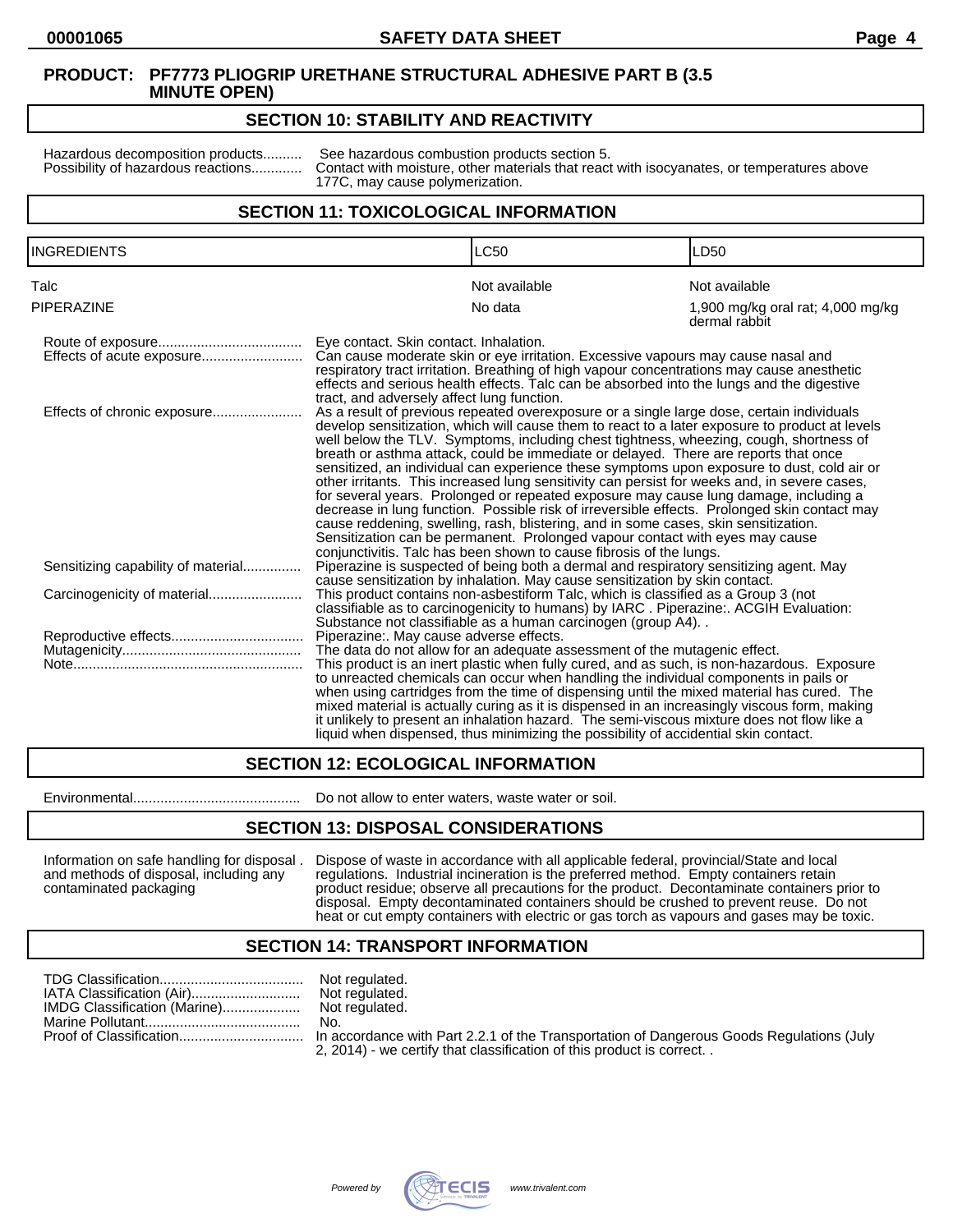**PRODUCT: PF7773 PLIOGRIP URETHANE STRUCTURAL ADHESIVE PART B (3.5 MINUTE OPEN)**

## SECTION 10: STABILITY AND REACTIVITY

Hazardous decomposition products.......... See hazardous combustion products section 5.

Possibility of hazardous reactions............. Contact with moisture, other materials that react with isocyanates, or temperatures above 177C, may cause polymerization.

## SECTION 11: TOXICOLOGICAL INFORMATION

| INGREDIENTS | LC50 | LD50 |
|---|---|---|
| Talc | Not available | Not available |
| PIPERAZINE | No data | 1,900 mg/kg oral rat; 4,000 mg/kg dermal rabbit |

Route of exposure..................................... Eye contact. Skin contact. Inhalation.

Effects of acute exposure.......................... Can cause moderate skin or eye irritation. Excessive vapours may cause nasal and respiratory tract irritation. Breathing of high vapour concentrations may cause anesthetic effects and serious health effects. Talc can be absorbed into the lungs and the digestive tract, and adversely affect lung function.

Effects of chronic exposure....................... As a result of previous repeated overexposure or a single large dose, certain individuals develop sensitization, which will cause them to react to a later exposure to product at levels well below the TLV. Symptoms, including chest tightness, wheezing, cough, shortness of breath or asthma attack, could be immediate or delayed. There are reports that once sensitized, an individual can experience these symptoms upon exposure to dust, cold air or other irritants. This increased lung sensitivity can persist for weeks and, in severe cases, for several years. Prolonged or repeated exposure may cause lung damage, including a decrease in lung function. Possible risk of irreversible effects. Prolonged skin contact may cause reddening, swelling, rash, blistering, and in some cases, skin sensitization. Sensitization can be permanent. Prolonged vapour contact with eyes may cause conjunctivitis. Talc has been shown to cause fibrosis of the lungs.

Sensitizing capability of material............... Piperazine is suspected of being both a dermal and respiratory sensitizing agent. May cause sensitization by inhalation. May cause sensitization by skin contact.

Carcinogenicity of material........................ This product contains non-asbestiform Talc, which is classified as a Group 3 (not classifiable as to carcinogenicity to humans) by IARC . Piperazine:. ACGIH Evaluation: Substance not classifiable as a human carcinogen (group A4). .

Reproductive effects.................................. Piperazine:. May cause adverse effects.

Mutagenicity.............................................. The data do not allow for an adequate assessment of the mutagenic effect.

Note........................................................... This product is an inert plastic when fully cured, and as such, is non-hazardous. Exposure to unreacted chemicals can occur when handling the individual components in pails or when using cartridges from the time of dispensing until the mixed material has cured. The mixed material is actually curing as it is dispensed in an increasingly viscous form, making it unlikely to present an inhalation hazard. The semi-viscous mixture does not flow like a liquid when dispensed, thus minimizing the possibility of accidental skin contact.

## SECTION 12: ECOLOGICAL INFORMATION

Environmental........................................... Do not allow to enter waters, waste water or soil.

## SECTION 13: DISPOSAL CONSIDERATIONS

Information on safe handling for disposal . and methods of disposal, including any contaminated packaging — Dispose of waste in accordance with all applicable federal, provincial/State and local regulations. Industrial incineration is the preferred method. Empty containers retain product residue; observe all precautions for the product. Decontaminate containers prior to disposal. Empty decontaminated containers should be crushed to prevent reuse. Do not heat or cut empty containers with electric or gas torch as vapours and gases may be toxic.

## SECTION 14: TRANSPORT INFORMATION

TDG Classification..................................... Not regulated.

IATA Classification (Air)............................ Not regulated.

IMDG Classification (Marine).................... Not regulated.

Marine Pollutant........................................ No.

Proof of Classification................................ In accordance with Part 2.2.1 of the Transportation of Dangerous Goods Regulations (July 2, 2014) - we certify that classification of this product is correct. .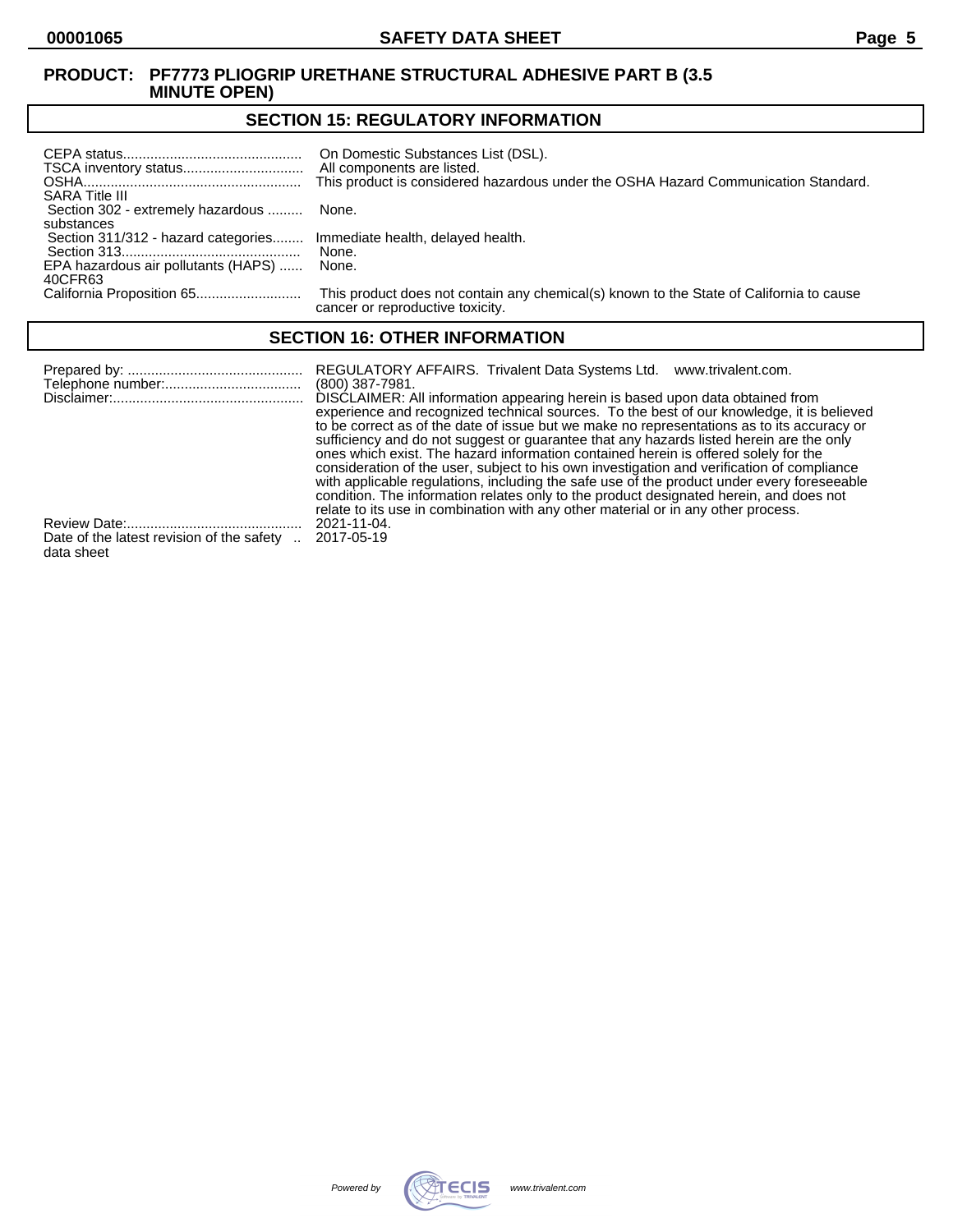**PRODUCT: PF7773 PLIOGRIP URETHANE STRUCTURAL ADHESIVE PART B (3.5 MINUTE OPEN)**

## SECTION 15: REGULATORY INFORMATION

| | |
|---|---|
| CEPA status............................................. | On Domestic Substances List (DSL). |
| TSCA inventory status............................... | All components are listed. |
| OSHA......................................................... | This product is considered hazardous under the OSHA Hazard Communication Standard. |
| SARA Title III | |
| Section 302 - extremely hazardous ......... substances | None. |
| Section 311/312 - hazard categories........ | Immediate health, delayed health. |
| Section 313............................................. | None. |
| EPA hazardous air pollutants (HAPS) ...... 40CFR63 | None. |
| California Proposition 65........................... | This product does not contain any chemical(s) known to the State of California to cause cancer or reproductive toxicity. |

## SECTION 16: OTHER INFORMATION

| | |
|---|---|
| Prepared by: ............................................ | REGULATORY AFFAIRS. Trivalent Data Systems Ltd. www.trivalent.com. |
| Telephone number:................................... | (800) 387-7981. |
| Disclaimer:................................................. | DISCLAIMER: All information appearing herein is based upon data obtained from experience and recognized technical sources. To the best of our knowledge, it is believed to be correct as of the date of issue but we make no representations as to its accuracy or sufficiency and do not suggest or guarantee that any hazards listed herein are the only ones which exist. The hazard information contained herein is offered solely for the consideration of the user, subject to his own investigation and verification of compliance with applicable regulations, including the safe use of the product under every foreseeable condition. The information relates only to the product designated herein, and does not relate to its use in combination with any other material or in any other process. |
| Review Date:............................................. | 2021-11-04. |
| Date of the latest revision of the safety .. data sheet | 2017-05-19 |